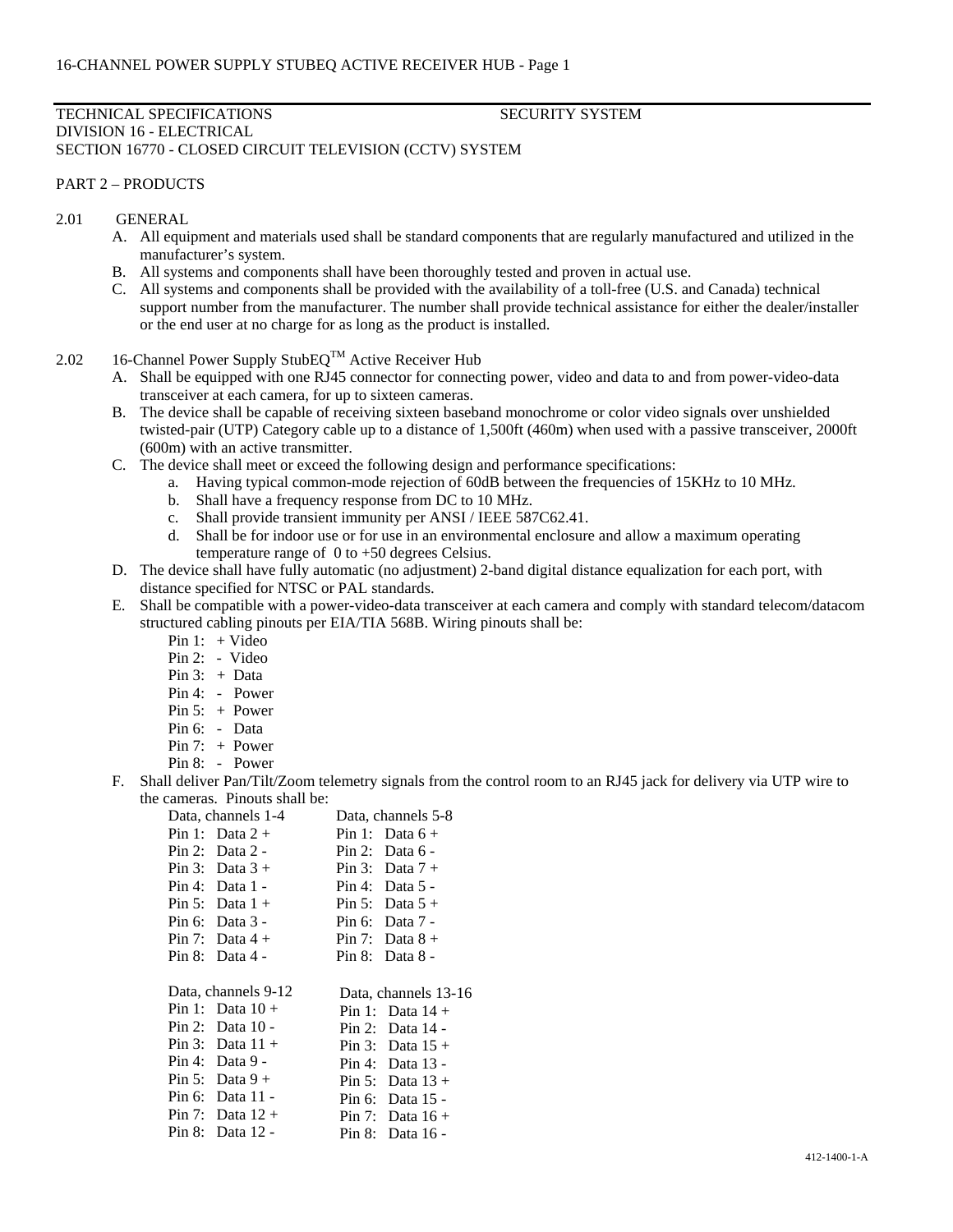TECHNICAL SPECIFICATIONS SECURITY SYSTEM
DIVISION 16 - ELECTRICAL
SECTION 16770 - CLOSED CIRCUIT TELEVISION (CCTV) SYSTEM

## PART 2 – PRODUCTS

### 2.01 GENERAL

A. All equipment and materials used shall be standard components that are regularly manufactured and utilized in the manufacturer's system.

B. All systems and components shall have been thoroughly tested and proven in actual use.

C. All systems and components shall be provided with the availability of a toll-free (U.S. and Canada) technical support number from the manufacturer. The number shall provide technical assistance for either the dealer/installer or the end user at no charge for as long as the product is installed.

### 2.02 16-Channel Power Supply StubEQ™ Active Receiver Hub

A. Shall be equipped with one RJ45 connector for connecting power, video and data to and from power-video-data transceiver at each camera, for up to sixteen cameras.

B. The device shall be capable of receiving sixteen baseband monochrome or color video signals over unshielded twisted-pair (UTP) Category cable up to a distance of 1,500ft (460m) when used with a passive transceiver, 2000ft (600m) with an active transmitter.

C. The device shall meet or exceed the following design and performance specifications:

   a. Having typical common-mode rejection of 60dB between the frequencies of 15KHz to 10 MHz.
   b. Shall have a frequency response from DC to 10 MHz.
   c. Shall provide transient immunity per ANSI / IEEE 587C62.41.
   d. Shall be for indoor use or for use in an environmental enclosure and allow a maximum operating temperature range of 0 to +50 degrees Celsius.

D. The device shall have fully automatic (no adjustment) 2-band digital distance equalization for each port, with distance specified for NTSC or PAL standards.

E. Shall be compatible with a power-video-data transceiver at each camera and comply with standard telecom/datacom structured cabling pinouts per EIA/TIA 568B. Wiring pinouts shall be:

   Pin 1: + Video
   Pin 2: - Video
   Pin 3: + Data
   Pin 4: - Power
   Pin 5: + Power
   Pin 6: - Data
   Pin 7: + Power
   Pin 8: - Power

F. Shall deliver Pan/Tilt/Zoom telemetry signals from the control room to an RJ45 jack for delivery via UTP wire to the cameras. Pinouts shall be:

| Data, channels 1-4 | Data, channels 5-8 |
|---|---|
| Pin 1: Data 2 + | Pin 1: Data 6 + |
| Pin 2: Data 2 - | Pin 2: Data 6 - |
| Pin 3: Data 3 + | Pin 3: Data 7 + |
| Pin 4: Data 1 - | Pin 4: Data 5 - |
| Pin 5: Data 1 + | Pin 5: Data 5 + |
| Pin 6: Data 3 - | Pin 6: Data 7 - |
| Pin 7: Data 4 + | Pin 7: Data 8 + |
| Pin 8: Data 4 - | Pin 8: Data 8 - |

| Data, channels 9-12 | Data, channels 13-16 |
|---|---|
| Pin 1: Data 10 + | Pin 1: Data 14 + |
| Pin 2: Data 10 - | Pin 2: Data 14 - |
| Pin 3: Data 11 + | Pin 3: Data 15 + |
| Pin 4: Data 9 - | Pin 4: Data 13 - |
| Pin 5: Data 9 + | Pin 5: Data 13 + |
| Pin 6: Data 11 - | Pin 6: Data 15 - |
| Pin 7: Data 12 + | Pin 7: Data 16 + |
| Pin 8: Data 12 - | Pin 8: Data 16 - |

412-1400-1-A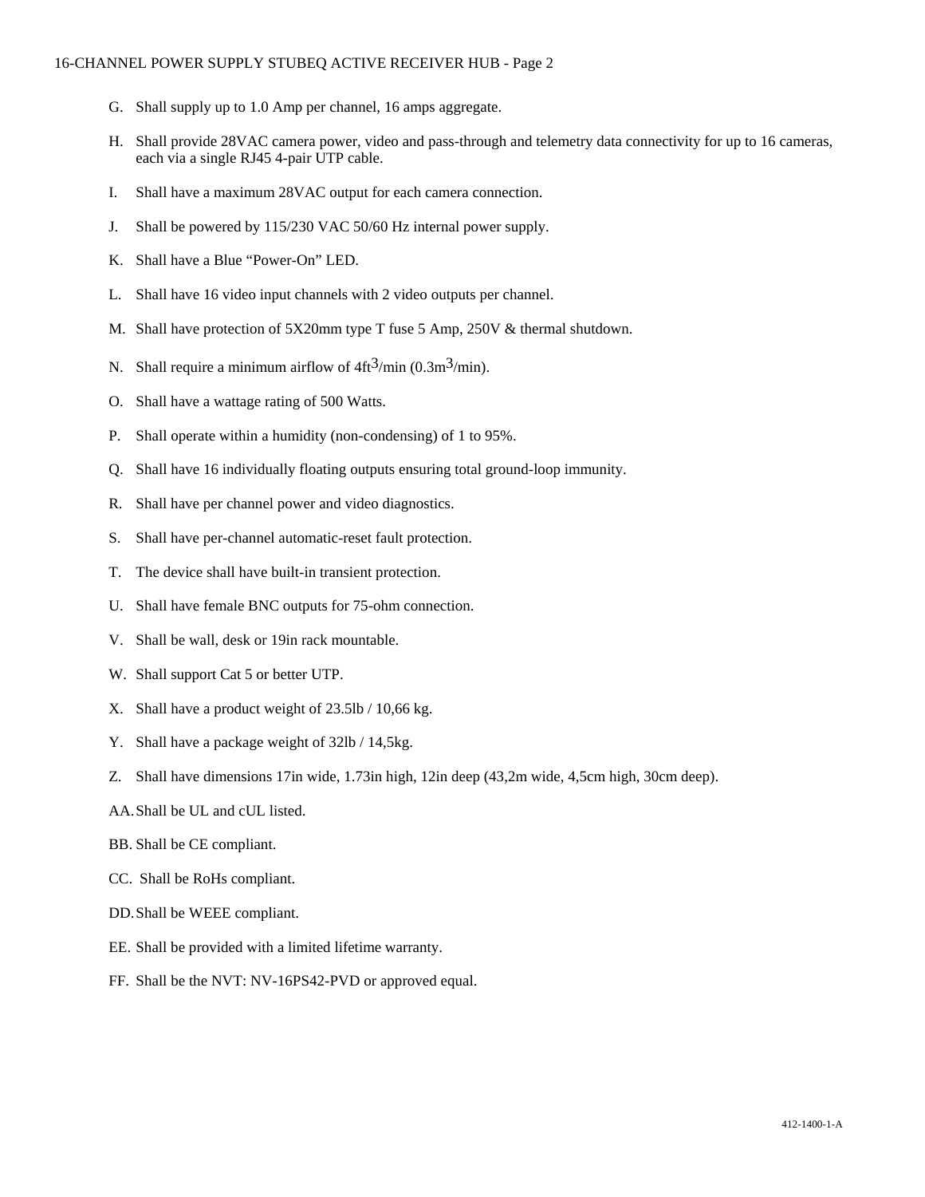G. Shall supply up to 1.0 Amp per channel, 16 amps aggregate.

H. Shall provide 28VAC camera power, video and pass-through and telemetry data connectivity for up to 16 cameras, each via a single RJ45 4-pair UTP cable.

I. Shall have a maximum 28VAC output for each camera connection.

J. Shall be powered by 115/230 VAC 50/60 Hz internal power supply.

K. Shall have a Blue "Power-On" LED.

L. Shall have 16 video input channels with 2 video outputs per channel.

M. Shall have protection of 5X20mm type T fuse 5 Amp, 250V & thermal shutdown.

N. Shall require a minimum airflow of $4ft^3$/min ($0.3m^3$/min).

O. Shall have a wattage rating of 500 Watts.

P. Shall operate within a humidity (non-condensing) of 1 to 95%.

Q. Shall have 16 individually floating outputs ensuring total ground-loop immunity.

R. Shall have per channel power and video diagnostics.

S. Shall have per-channel automatic-reset fault protection.

T. The device shall have built-in transient protection.

U. Shall have female BNC outputs for 75-ohm connection.

V. Shall be wall, desk or 19in rack mountable.

W. Shall support Cat 5 or better UTP.

X. Shall have a product weight of 23.5lb / 10,66 kg.

Y. Shall have a package weight of 32lb / 14,5kg.

Z. Shall have dimensions 17in wide, 1.73in high, 12in deep (43,2m wide, 4,5cm high, 30cm deep).

AA. Shall be UL and cUL listed.

BB. Shall be CE compliant.

CC. Shall be RoHs compliant.

DD. Shall be WEEE compliant.

EE. Shall be provided with a limited lifetime warranty.

FF. Shall be the NVT: NV-16PS42-PVD or approved equal.